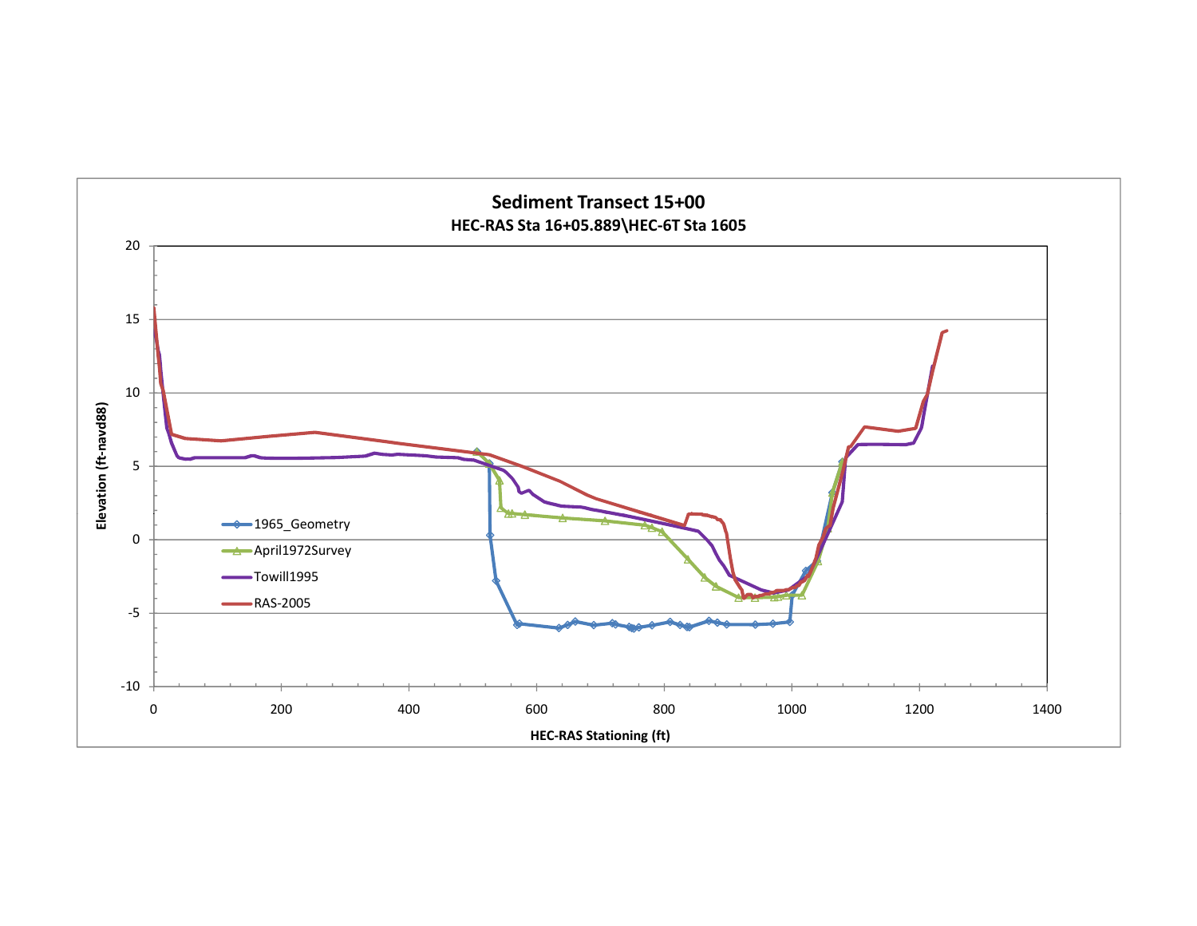# Sediment Transect 15+00

## HEC-RAS Sta 16+05.889\HEC-6T Sta 1605

Elevation (ft-navd88)

HEC-RAS Stationing (ft)

- 1965_Geometry
- April1972Survey
- Towill1995
- RAS-2005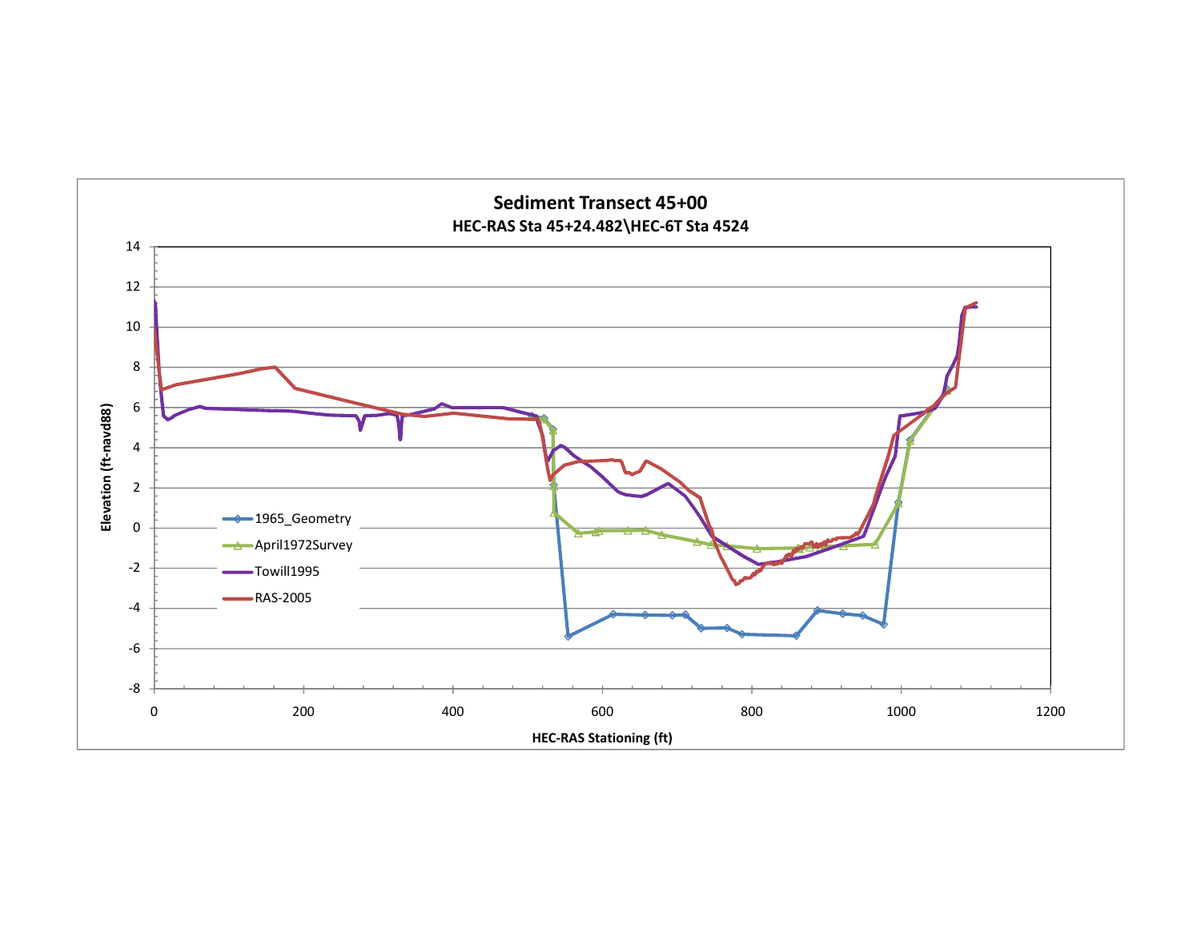# Sediment Transect 45+00

**HEC-RAS Sta 45+24.482\HEC-6T Sta 4524**

Elevation (ft-navd88)

HEC-RAS Stationing (ft)

- 1965_Geometry
- April1972Survey
- Towill1995
- RAS-2005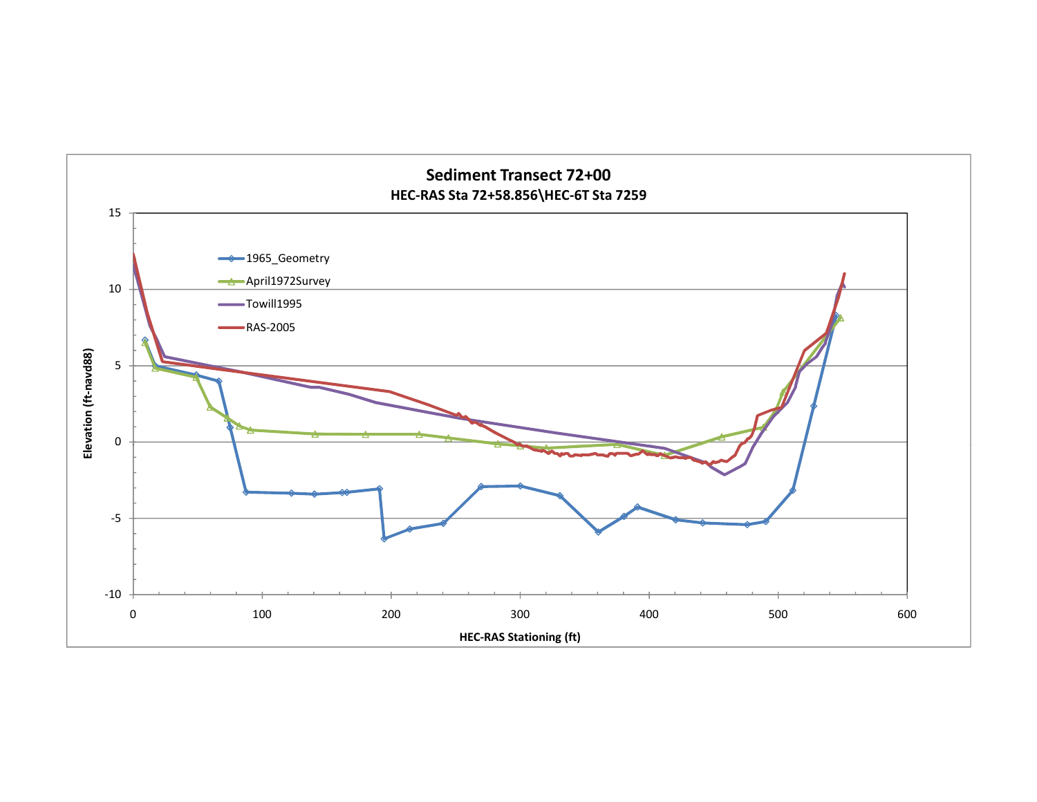## Sediment Transect 72+00

**HEC-RAS Sta 72+58.856\HEC-6T Sta 7259**

Legend: 1965_Geometry, April1972Survey, Towill1995, RAS-2005

Elevation (ft-navd88)

HEC-RAS Stationing (ft)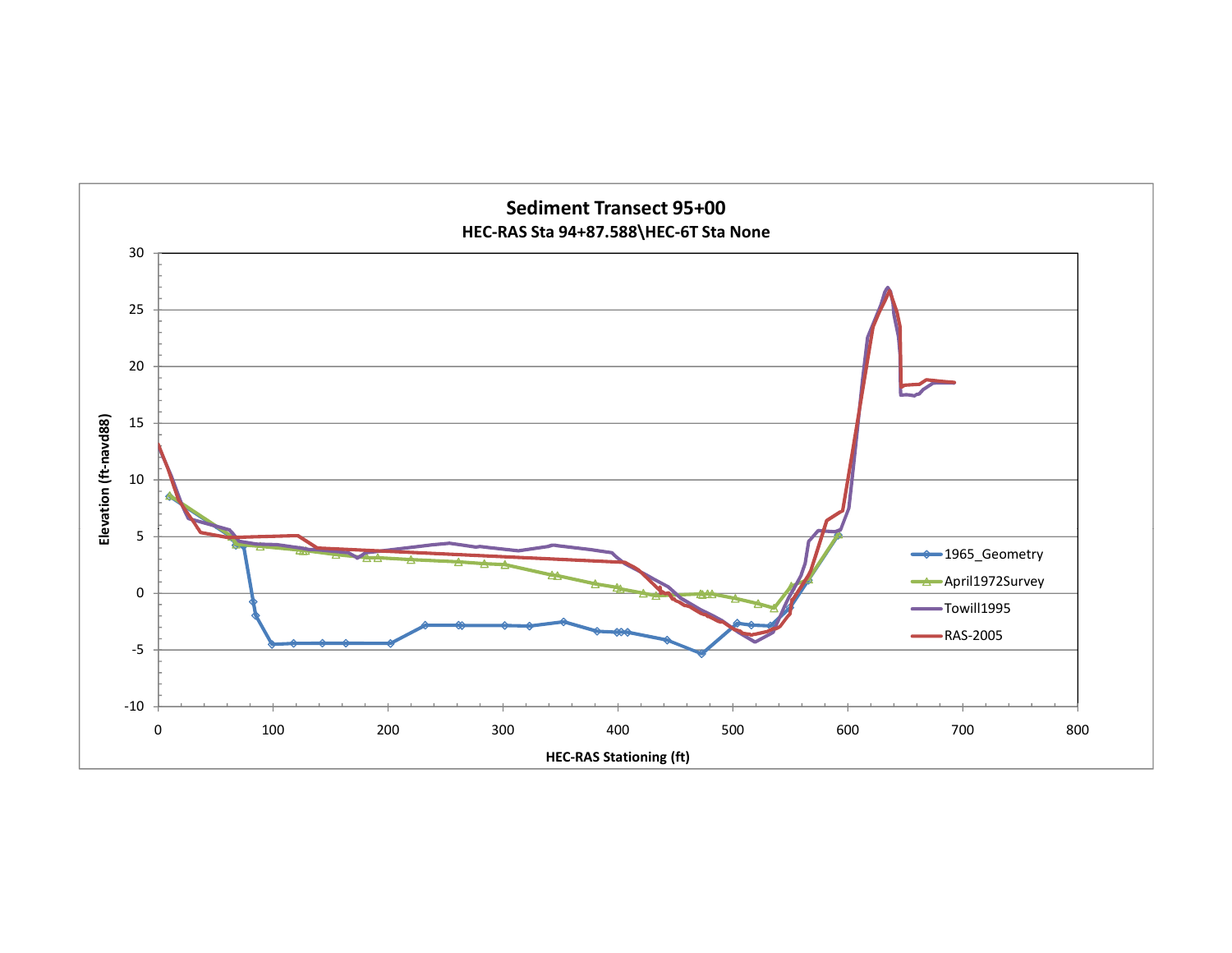## Sediment Transect 95+00

**HEC-RAS Sta 94+87.588\HEC-6T Sta None**

Elevation (ft-navd88)

HEC-RAS Stationing (ft)

- 1965_Geometry
- April1972Survey
- Towill1995
- RAS-2005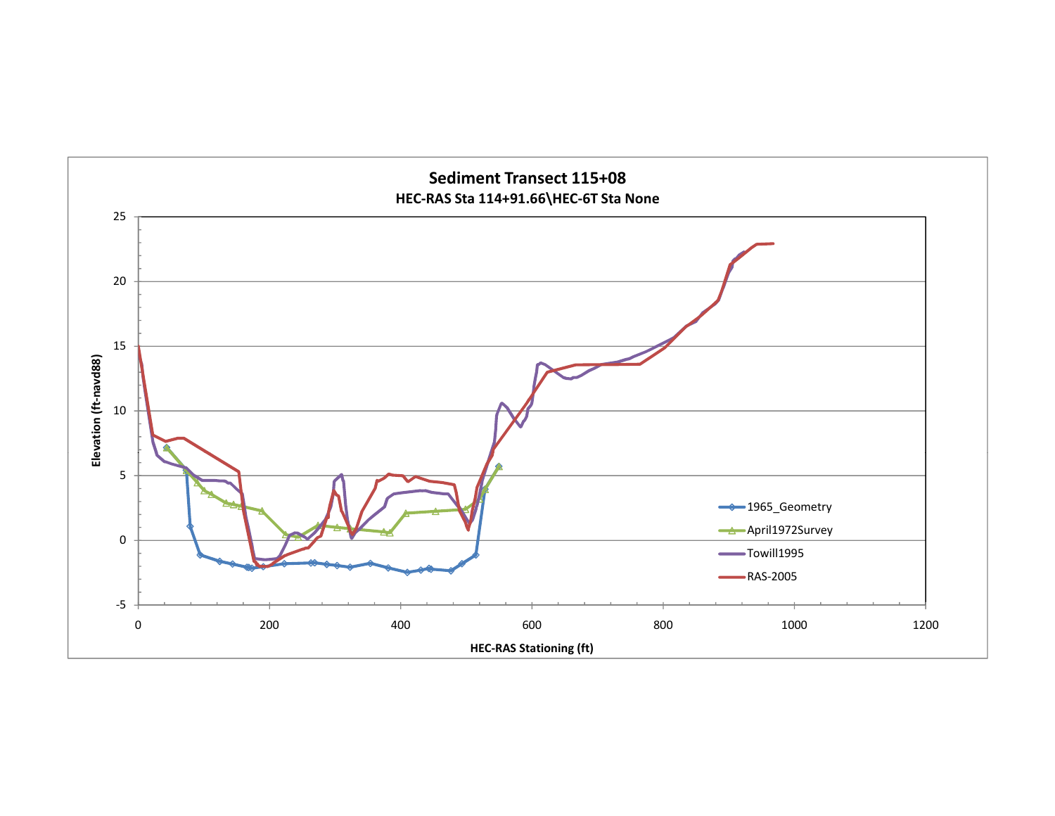## Sediment Transect 115+08

### HEC-RAS Sta 114+91.66\HEC-6T Sta None

Elevation (ft-navd88)

HEC-RAS Stationing (ft)

- 1965_Geometry
- April1972Survey
- Towill1995
- RAS-2005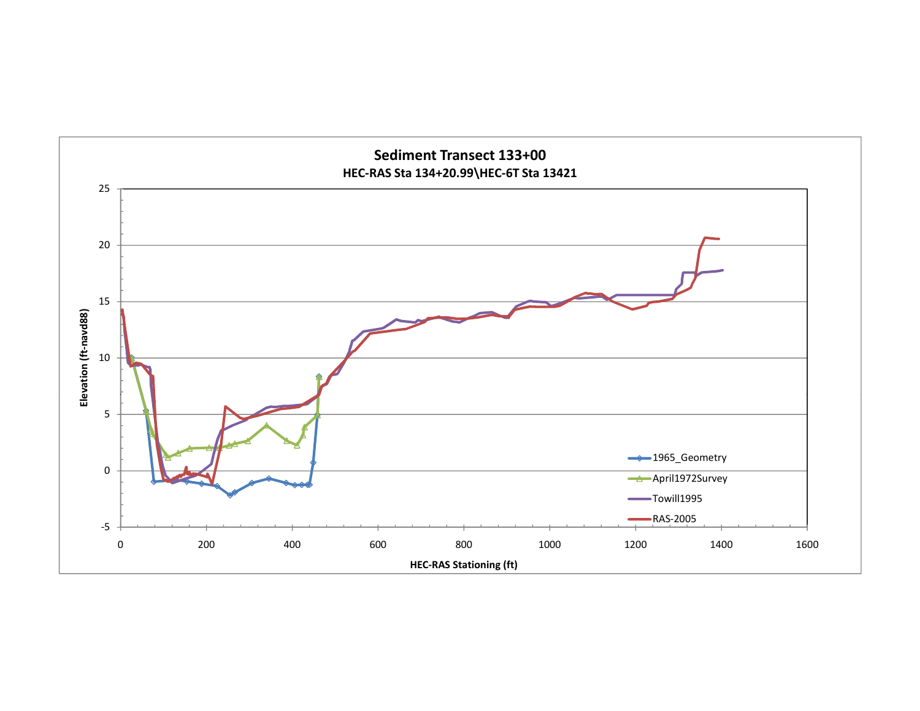## Sediment Transect 133+00

**HEC-RAS Sta 134+20.99\HEC-6T Sta 13421**

Elevation (ft-navd88)

HEC-RAS Stationing (ft)

- 1965_Geometry
- April1972Survey
- Towill1995
- RAS-2005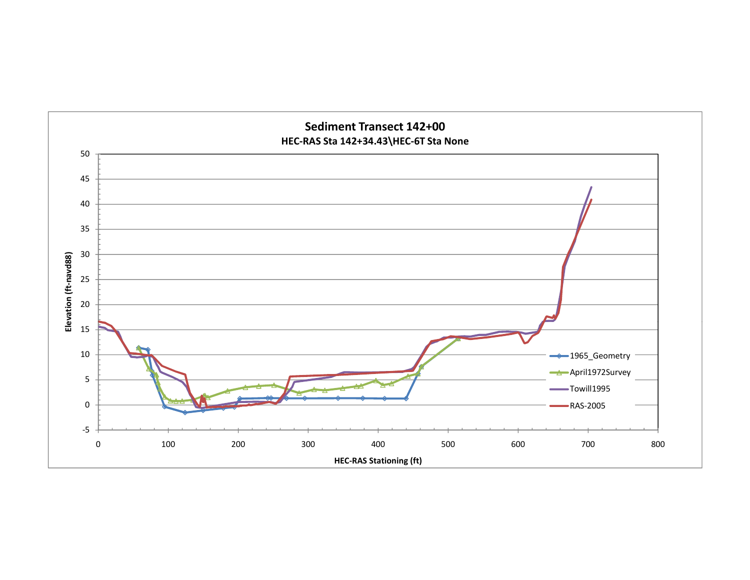## Sediment Transect 142+00

**HEC-RAS Sta 142+34.43\HEC-6T Sta None**

Elevation (ft-navd88)

HEC-RAS Stationing (ft)

- 1965_Geometry
- April1972Survey
- Towill1995
- RAS-2005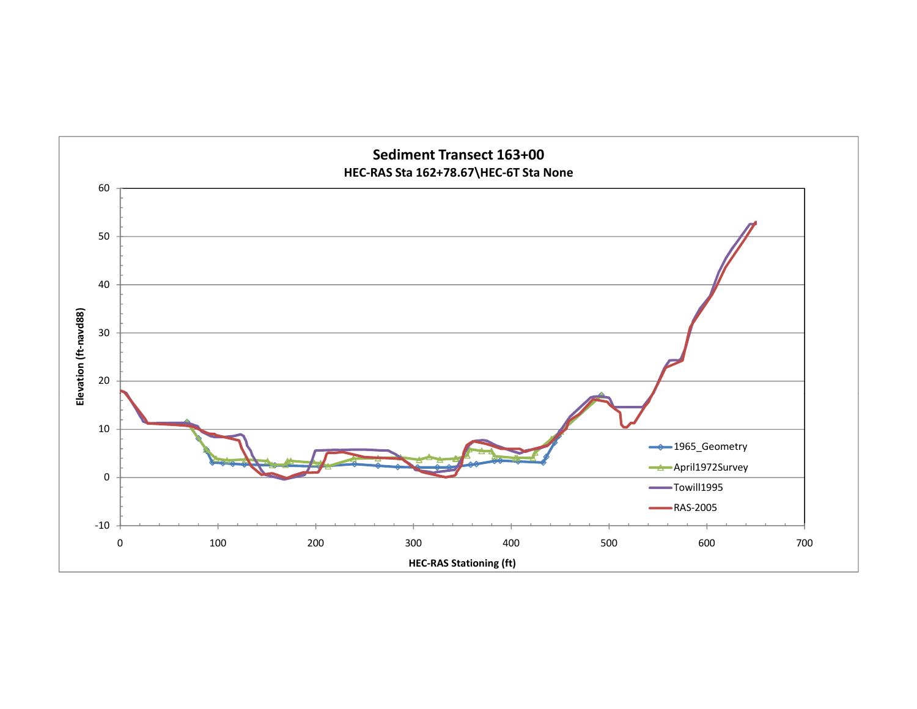## Sediment Transect 163+00

**HEC-RAS Sta 162+78.67\HEC-6T Sta None**

Elevation (ft-navd88)

HEC-RAS Stationing (ft)

- 1965_Geometry
- April1972Survey
- Towill1995
- RAS-2005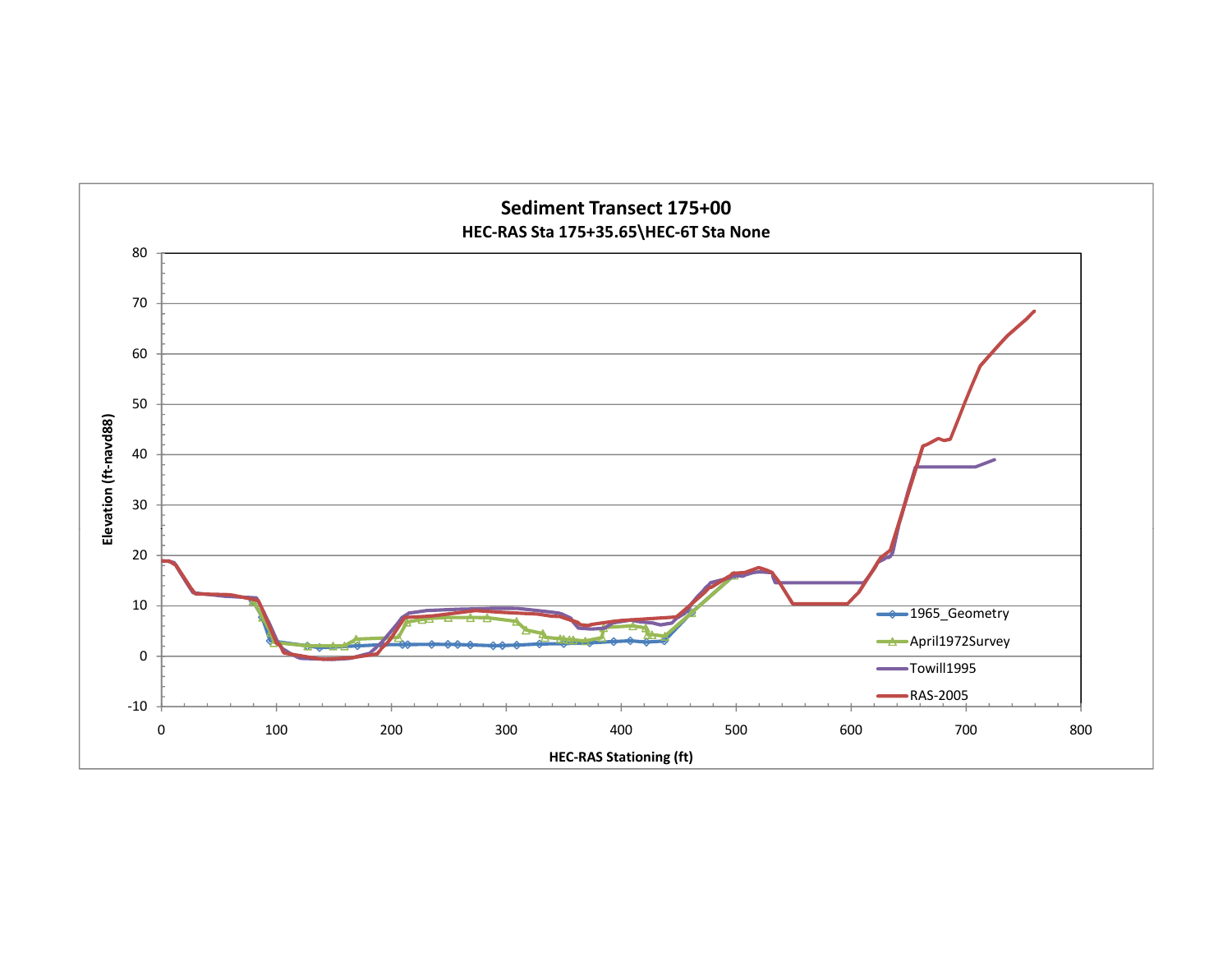# Sediment Transect 175+00

## HEC-RAS Sta 175+35.65\HEC-6T Sta None

Elevation (ft-navd88)

HEC-RAS Stationing (ft)

- 1965_Geometry
- April1972Survey
- Towill1995
- RAS-2005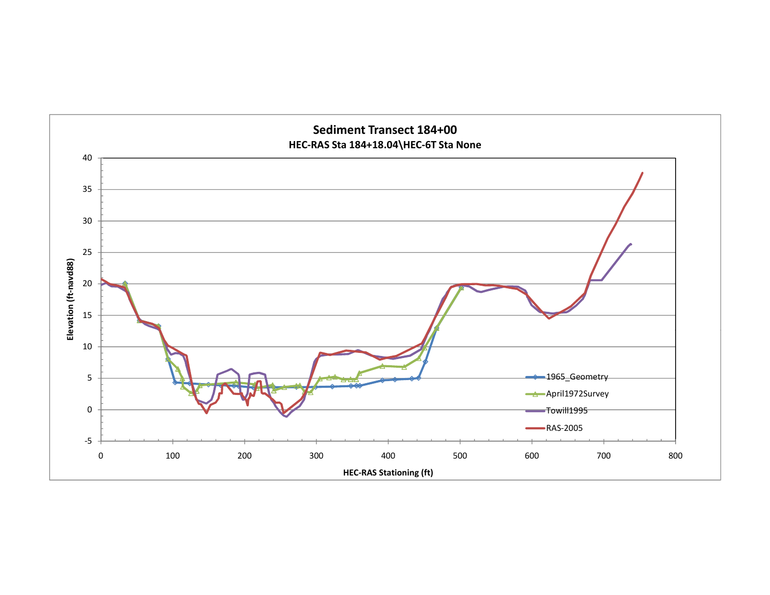Sediment Transect 184+00

HEC-RAS Sta 184+18.04\HEC-6T Sta None

Elevation (ft-navd88)

40
35
30
25
20
15
10
5
0
-5

0
100
200
300
400
500
600
700
800

HEC-RAS Stationing (ft)

1965_Geometry

April1972Survey

Towill1995

RAS-2005